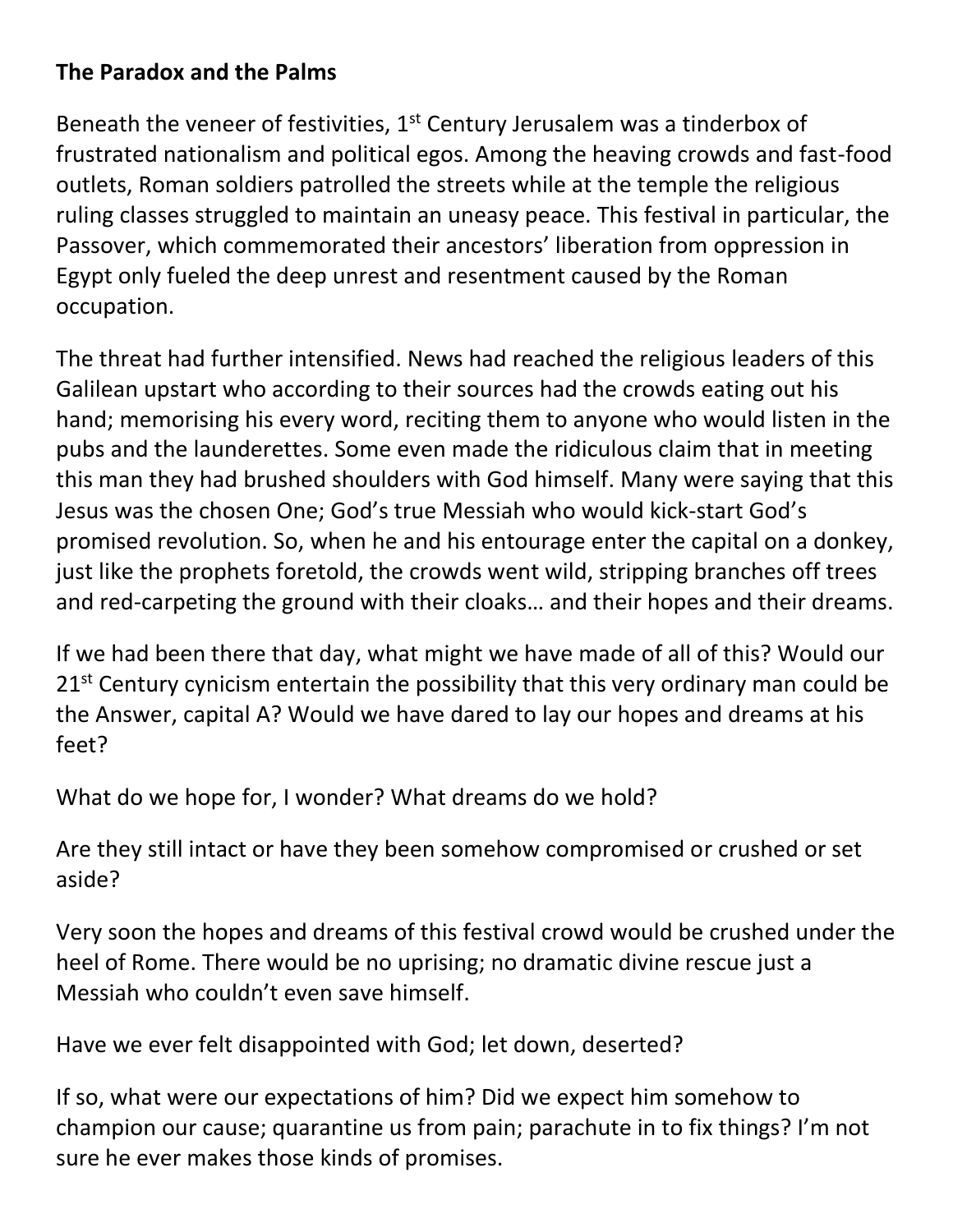**The Paradox and the Palms**

Beneath the veneer of festivities, 1st Century Jerusalem was a tinderbox of frustrated nationalism and political egos. Among the heaving crowds and fast-food outlets, Roman soldiers patrolled the streets while at the temple the religious ruling classes struggled to maintain an uneasy peace. This festival in particular, the Passover, which commemorated their ancestors' liberation from oppression in Egypt only fueled the deep unrest and resentment caused by the Roman occupation.

The threat had further intensified. News had reached the religious leaders of this Galilean upstart who according to their sources had the crowds eating out his hand; memorising his every word, reciting them to anyone who would listen in the pubs and the launderettes. Some even made the ridiculous claim that in meeting this man they had brushed shoulders with God himself. Many were saying that this Jesus was the chosen One; God's true Messiah who would kick-start God's promised revolution. So, when he and his entourage enter the capital on a donkey, just like the prophets foretold, the crowds went wild, stripping branches off trees and red-carpeting the ground with their cloaks… and their hopes and their dreams.

If we had been there that day, what might we have made of all of this? Would our 21st Century cynicism entertain the possibility that this very ordinary man could be the Answer, capital A? Would we have dared to lay our hopes and dreams at his feet?

What do we hope for, I wonder? What dreams do we hold?

Are they still intact or have they been somehow compromised or crushed or set aside?

Very soon the hopes and dreams of this festival crowd would be crushed under the heel of Rome. There would be no uprising; no dramatic divine rescue just a Messiah who couldn't even save himself.

Have we ever felt disappointed with God; let down, deserted?

If so, what were our expectations of him? Did we expect him somehow to champion our cause; quarantine us from pain; parachute in to fix things? I'm not sure he ever makes those kinds of promises.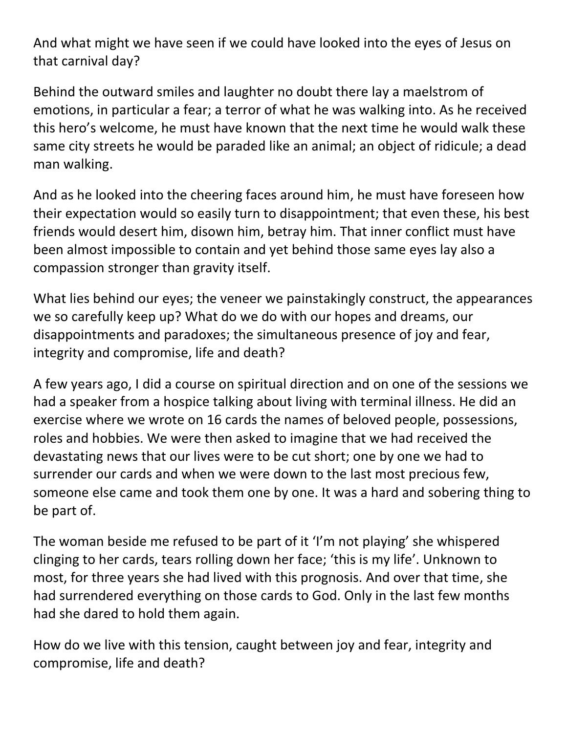And what might we have seen if we could have looked into the eyes of Jesus on that carnival day?

Behind the outward smiles and laughter no doubt there lay a maelstrom of emotions, in particular a fear; a terror of what he was walking into. As he received this hero's welcome, he must have known that the next time he would walk these same city streets he would be paraded like an animal; an object of ridicule; a dead man walking.

And as he looked into the cheering faces around him, he must have foreseen how their expectation would so easily turn to disappointment; that even these, his best friends would desert him, disown him, betray him. That inner conflict must have been almost impossible to contain and yet behind those same eyes lay also a compassion stronger than gravity itself.

What lies behind our eyes; the veneer we painstakingly construct, the appearances we so carefully keep up? What do we do with our hopes and dreams, our disappointments and paradoxes; the simultaneous presence of joy and fear, integrity and compromise, life and death?

A few years ago, I did a course on spiritual direction and on one of the sessions we had a speaker from a hospice talking about living with terminal illness. He did an exercise where we wrote on 16 cards the names of beloved people, possessions, roles and hobbies. We were then asked to imagine that we had received the devastating news that our lives were to be cut short; one by one we had to surrender our cards and when we were down to the last most precious few, someone else came and took them one by one. It was a hard and sobering thing to be part of.

The woman beside me refused to be part of it 'I'm not playing' she whispered clinging to her cards, tears rolling down her face; 'this is my life'. Unknown to most, for three years she had lived with this prognosis. And over that time, she had surrendered everything on those cards to God. Only in the last few months had she dared to hold them again.

How do we live with this tension, caught between joy and fear, integrity and compromise, life and death?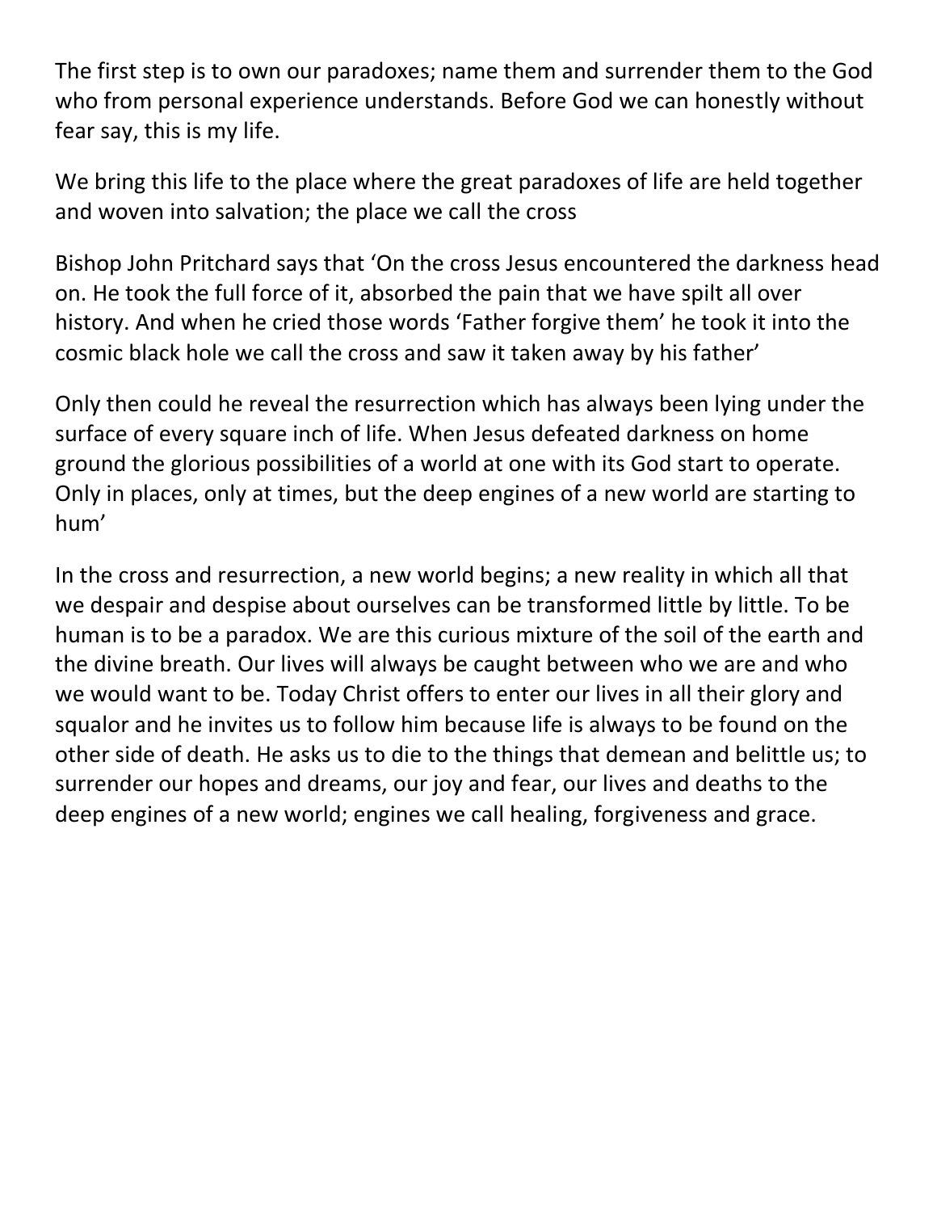The first step is to own our paradoxes; name them and surrender them to the God who from personal experience understands. Before God we can honestly without fear say, this is my life.

We bring this life to the place where the great paradoxes of life are held together and woven into salvation; the place we call the cross

Bishop John Pritchard says that 'On the cross Jesus encountered the darkness head on. He took the full force of it, absorbed the pain that we have spilt all over history. And when he cried those words 'Father forgive them' he took it into the cosmic black hole we call the cross and saw it taken away by his father'

Only then could he reveal the resurrection which has always been lying under the surface of every square inch of life. When Jesus defeated darkness on home ground the glorious possibilities of a world at one with its God start to operate. Only in places, only at times, but the deep engines of a new world are starting to hum'

In the cross and resurrection, a new world begins; a new reality in which all that we despair and despise about ourselves can be transformed little by little. To be human is to be a paradox. We are this curious mixture of the soil of the earth and the divine breath. Our lives will always be caught between who we are and who we would want to be. Today Christ offers to enter our lives in all their glory and squalor and he invites us to follow him because life is always to be found on the other side of death. He asks us to die to the things that demean and belittle us; to surrender our hopes and dreams, our joy and fear, our lives and deaths to the deep engines of a new world; engines we call healing, forgiveness and grace.